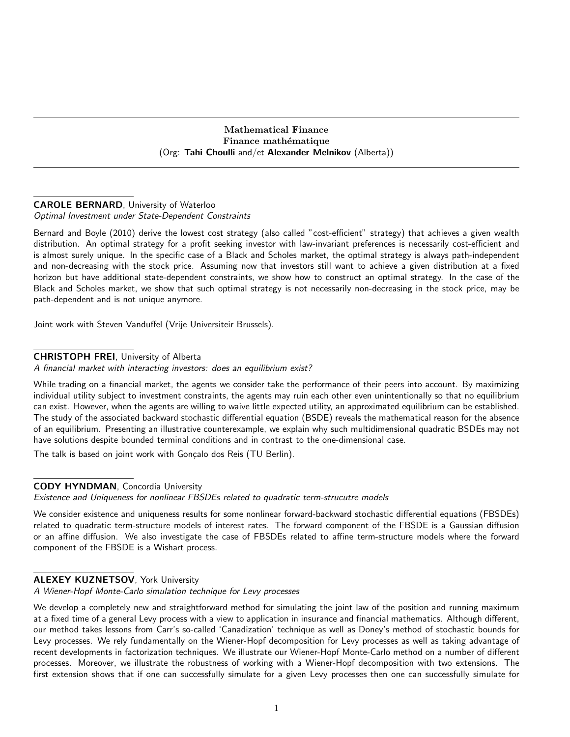## Mathematical Finance
## Finance mathématique
(Org: **Tahi Choulli** and/et **Alexander Melnikov** (Alberta))

---

**CAROLE BERNARD**, University of Waterloo
*Optimal Investment under State-Dependent Constraints*

Bernard and Boyle (2010) derive the lowest cost strategy (also called "cost-efficient" strategy) that achieves a given wealth distribution. An optimal strategy for a profit seeking investor with law-invariant preferences is necessarily cost-efficient and is almost surely unique. In the specific case of a Black and Scholes market, the optimal strategy is always path-independent and non-decreasing with the stock price. Assuming now that investors still want to achieve a given distribution at a fixed horizon but have additional state-dependent constraints, we show how to construct an optimal strategy. In the case of the Black and Scholes market, we show that such optimal strategy is not necessarily non-decreasing in the stock price, may be path-dependent and is not unique anymore.

Joint work with Steven Vanduffel (Vrije Universiteir Brussels).

---

**CHRISTOPH FREI**, University of Alberta
*A financial market with interacting investors: does an equilibrium exist?*

While trading on a financial market, the agents we consider take the performance of their peers into account. By maximizing individual utility subject to investment constraints, the agents may ruin each other even unintentionally so that no equilibrium can exist. However, when the agents are willing to waive little expected utility, an approximated equilibrium can be established. The study of the associated backward stochastic differential equation (BSDE) reveals the mathematical reason for the absence of an equilibrium. Presenting an illustrative counterexample, we explain why such multidimensional quadratic BSDEs may not have solutions despite bounded terminal conditions and in contrast to the one-dimensional case.

The talk is based on joint work with Gonçalo dos Reis (TU Berlin).

---

**CODY HYNDMAN**, Concordia University
*Existence and Uniqueness for nonlinear FBSDEs related to quadratic term-strucutre models*

We consider existence and uniqueness results for some nonlinear forward-backward stochastic differential equations (FBSDEs) related to quadratic term-structure models of interest rates. The forward component of the FBSDE is a Gaussian diffusion or an affine diffusion. We also investigate the case of FBSDEs related to affine term-structure models where the forward component of the FBSDE is a Wishart process.

---

**ALEXEY KUZNETSOV**, York University
*A Wiener-Hopf Monte-Carlo simulation technique for Levy processes*

We develop a completely new and straightforward method for simulating the joint law of the position and running maximum at a fixed time of a general Levy process with a view to application in insurance and financial mathematics. Although different, our method takes lessons from Carr's so-called 'Canadization' technique as well as Doney's method of stochastic bounds for Levy processes. We rely fundamentally on the Wiener-Hopf decomposition for Levy processes as well as taking advantage of recent developments in factorization techniques. We illustrate our Wiener-Hopf Monte-Carlo method on a number of different processes. Moreover, we illustrate the robustness of working with a Wiener-Hopf decomposition with two extensions. The first extension shows that if one can successfully simulate for a given Levy processes then one can successfully simulate for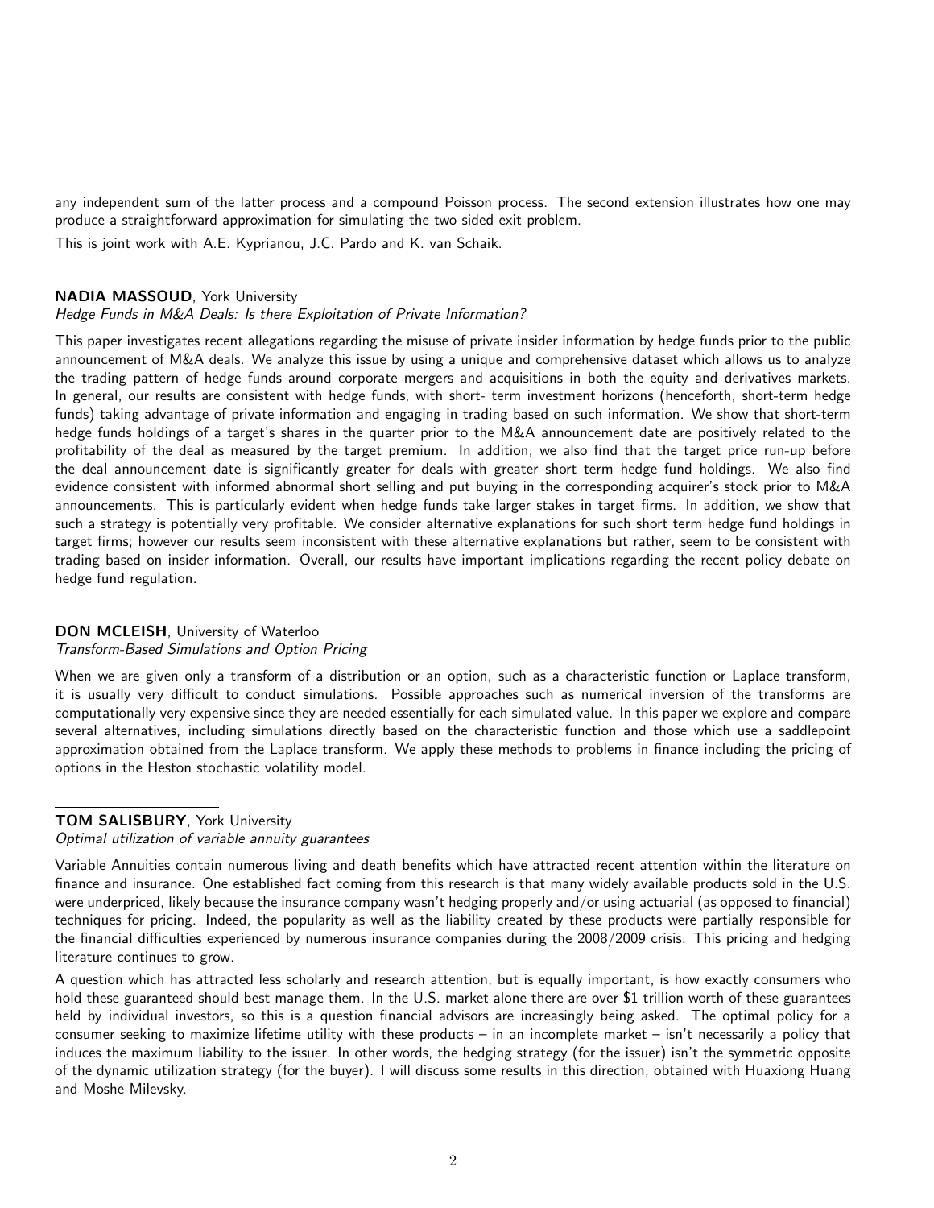any independent sum of the latter process and a compound Poisson process. The second extension illustrates how one may produce a straightforward approximation for simulating the two sided exit problem.

This is joint work with A.E. Kyprianou, J.C. Pardo and K. van Schaik.

---

**NADIA MASSOUD**, York University
*Hedge Funds in M&A Deals: Is there Exploitation of Private Information?*

This paper investigates recent allegations regarding the misuse of private insider information by hedge funds prior to the public announcement of M&A deals. We analyze this issue by using a unique and comprehensive dataset which allows us to analyze the trading pattern of hedge funds around corporate mergers and acquisitions in both the equity and derivatives markets. In general, our results are consistent with hedge funds, with short- term investment horizons (henceforth, short-term hedge funds) taking advantage of private information and engaging in trading based on such information. We show that short-term hedge funds holdings of a target's shares in the quarter prior to the M&A announcement date are positively related to the profitability of the deal as measured by the target premium. In addition, we also find that the target price run-up before the deal announcement date is significantly greater for deals with greater short term hedge fund holdings. We also find evidence consistent with informed abnormal short selling and put buying in the corresponding acquirer's stock prior to M&A announcements. This is particularly evident when hedge funds take larger stakes in target firms. In addition, we show that such a strategy is potentially very profitable. We consider alternative explanations for such short term hedge fund holdings in target firms; however our results seem inconsistent with these alternative explanations but rather, seem to be consistent with trading based on insider information. Overall, our results have important implications regarding the recent policy debate on hedge fund regulation.

---

**DON MCLEISH**, University of Waterloo
*Transform-Based Simulations and Option Pricing*

When we are given only a transform of a distribution or an option, such as a characteristic function or Laplace transform, it is usually very difficult to conduct simulations. Possible approaches such as numerical inversion of the transforms are computationally very expensive since they are needed essentially for each simulated value. In this paper we explore and compare several alternatives, including simulations directly based on the characteristic function and those which use a saddlepoint approximation obtained from the Laplace transform. We apply these methods to problems in finance including the pricing of options in the Heston stochastic volatility model.

---

**TOM SALISBURY**, York University
*Optimal utilization of variable annuity guarantees*

Variable Annuities contain numerous living and death benefits which have attracted recent attention within the literature on finance and insurance. One established fact coming from this research is that many widely available products sold in the U.S. were underpriced, likely because the insurance company wasn't hedging properly and/or using actuarial (as opposed to financial) techniques for pricing. Indeed, the popularity as well as the liability created by these products were partially responsible for the financial difficulties experienced by numerous insurance companies during the 2008/2009 crisis. This pricing and hedging literature continues to grow.

A question which has attracted less scholarly and research attention, but is equally important, is how exactly consumers who hold these guaranteed should best manage them. In the U.S. market alone there are over $1 trillion worth of these guarantees held by individual investors, so this is a question financial advisors are increasingly being asked. The optimal policy for a consumer seeking to maximize lifetime utility with these products – in an incomplete market – isn't necessarily a policy that induces the maximum liability to the issuer. In other words, the hedging strategy (for the issuer) isn't the symmetric opposite of the dynamic utilization strategy (for the buyer). I will discuss some results in this direction, obtained with Huaxiong Huang and Moshe Milevsky.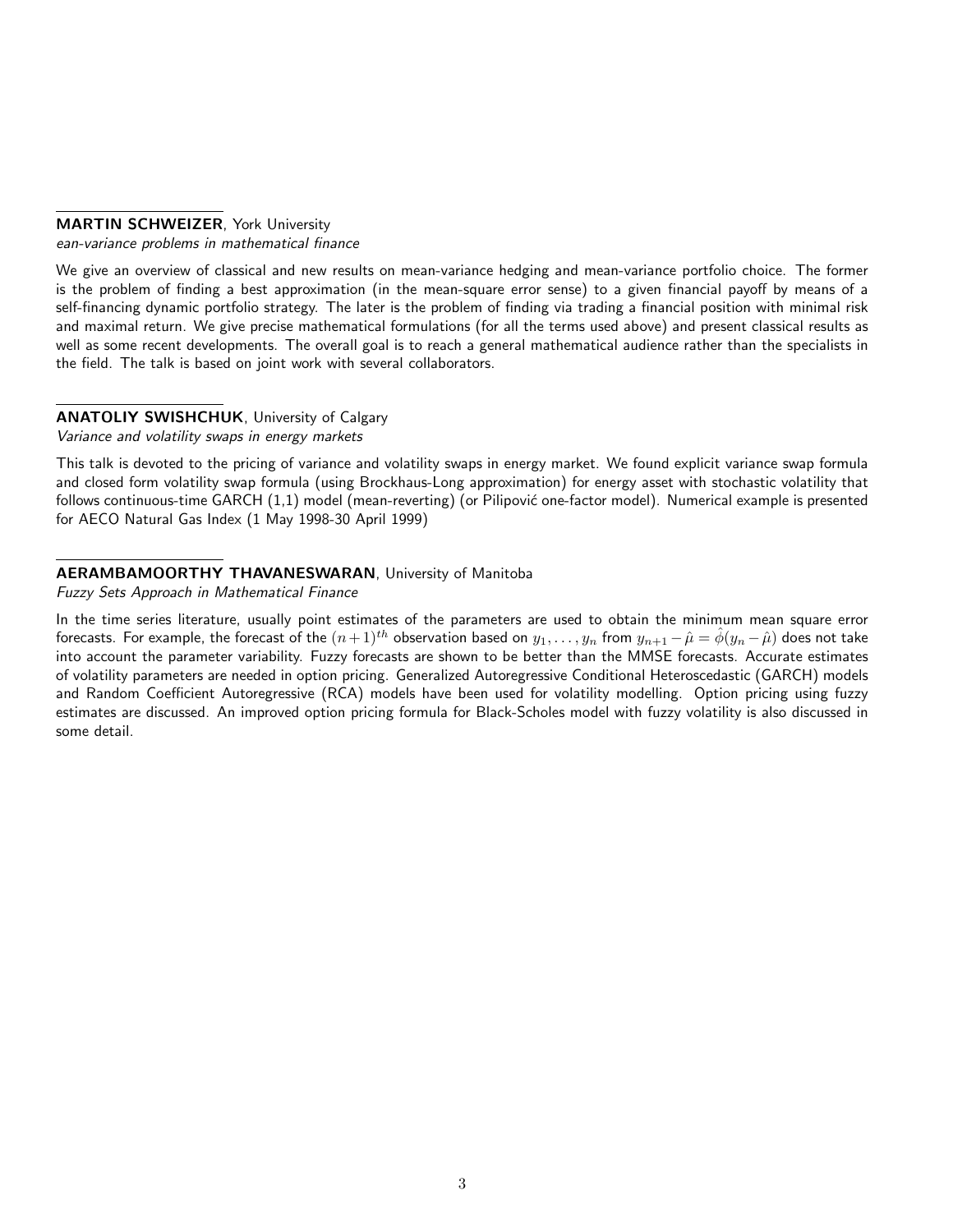**MARTIN SCHWEIZER**, York University

*ean-variance problems in mathematical finance*

We give an overview of classical and new results on mean-variance hedging and mean-variance portfolio choice. The former is the problem of finding a best approximation (in the mean-square error sense) to a given financial payoff by means of a self-financing dynamic portfolio strategy. The later is the problem of finding via trading a financial position with minimal risk and maximal return. We give precise mathematical formulations (for all the terms used above) and present classical results as well as some recent developments. The overall goal is to reach a general mathematical audience rather than the specialists in the field. The talk is based on joint work with several collaborators.

**ANATOLIY SWISHCHUK**, University of Calgary

*Variance and volatility swaps in energy markets*

This talk is devoted to the pricing of variance and volatility swaps in energy market. We found explicit variance swap formula and closed form volatility swap formula (using Brockhaus-Long approximation) for energy asset with stochastic volatility that follows continuous-time GARCH (1,1) model (mean-reverting) (or Pilipović one-factor model). Numerical example is presented for AECO Natural Gas Index (1 May 1998-30 April 1999)

**AERAMBAMOORTHY THAVANESWARAN**, University of Manitoba

*Fuzzy Sets Approach in Mathematical Finance*

In the time series literature, usually point estimates of the parameters are used to obtain the minimum mean square error forecasts. For example, the forecast of the $(n+1)^{th}$ observation based on $y_1, \ldots, y_n$ from $y_{n+1} - \hat{\mu} = \hat{\phi}(y_n - \hat{\mu})$ does not take into account the parameter variability. Fuzzy forecasts are shown to be better than the MMSE forecasts. Accurate estimates of volatility parameters are needed in option pricing. Generalized Autoregressive Conditional Heteroscedastic (GARCH) models and Random Coefficient Autoregressive (RCA) models have been used for volatility modelling. Option pricing using fuzzy estimates are discussed. An improved option pricing formula for Black-Scholes model with fuzzy volatility is also discussed in some detail.